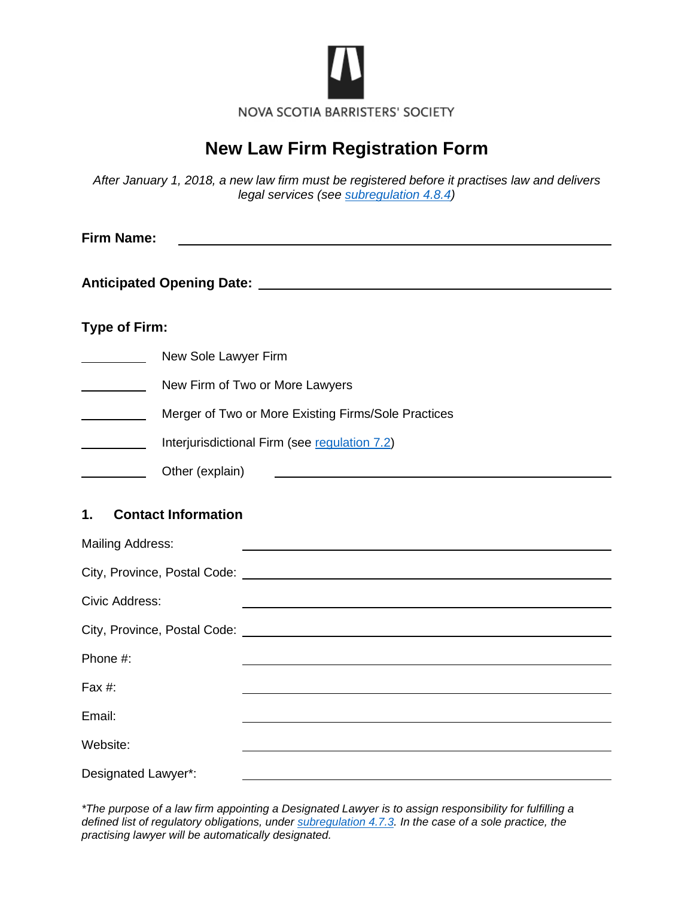NOVA SCOTIA BARRISTERS' SOCIETY

# New Law Firm Registration Form

*After January 1, 2018, a new law firm must be registered before it practises law and delivers legal services (see subregulation 4.8.4)*

**Firm Name:** ______________________________

**Anticipated Opening Date:** ______________________________

**Type of Firm:**

________ New Sole Lawyer Firm

________ New Firm of Two or More Lawyers

________ Merger of Two or More Existing Firms/Sole Practices

________ Interjurisdictional Firm (see regulation 7.2)

________ Other (explain) ______________________________

## 1. Contact Information

Mailing Address: ______________________________

City, Province, Postal Code: ______________________________

Civic Address: ______________________________

City, Province, Postal Code: ______________________________

Phone #: ______________________________

Fax #: ______________________________

Email: ______________________________

Website: ______________________________

Designated Lawyer*: ______________________________

*\*The purpose of a law firm appointing a Designated Lawyer is to assign responsibility for fulfilling a defined list of regulatory obligations, under subregulation 4.7.3. In the case of a sole practice, the practising lawyer will be automatically designated.*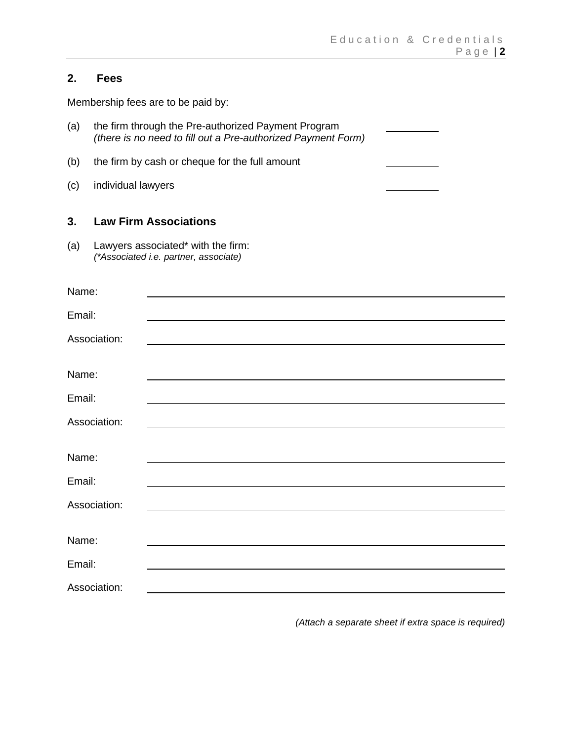## 2. Fees

Membership fees are to be paid by:

(a) the firm through the Pre-authorized Payment Program ________
*(there is no need to fill out a Pre-authorized Payment Form)*

(b) the firm by cash or cheque for the full amount ________

(c) individual lawyers ________

## 3. Law Firm Associations

(a) Lawyers associated* with the firm:
*(*Associated i.e. partner, associate)*

Name: ________________________________________

Email: ________________________________________

Association: ________________________________________

Name: ________________________________________

Email: ________________________________________

Association: ________________________________________

Name: ________________________________________

Email: ________________________________________

Association: ________________________________________

Name: ________________________________________

Email: ________________________________________

Association: ________________________________________

*(Attach a separate sheet if extra space is required)*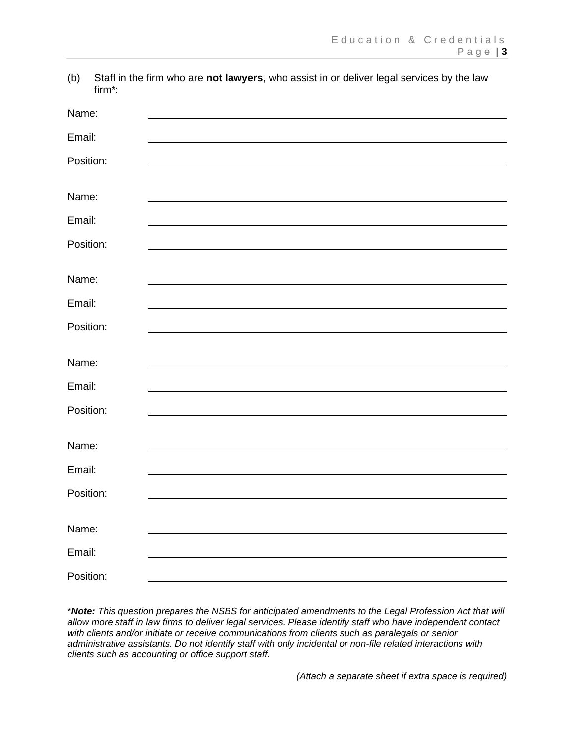(b) Staff in the firm who are **not lawyers**, who assist in or deliver legal services by the law firm*:

Name: ______________________________

Email: ______________________________

Position: ______________________________

Name: ______________________________

Email: ______________________________

Position: ______________________________

Name: ______________________________

Email: ______________________________

Position: ______________________________

Name: ______________________________

Email: ______________________________

Position: ______________________________

Name: ______________________________

Email: ______________________________

Position: ______________________________

Name: ______________________________

Email: ______________________________

Position: ______________________________

**Note:* *This question prepares the NSBS for anticipated amendments to the Legal Profession Act that will allow more staff in law firms to deliver legal services. Please identify staff who have independent contact with clients and/or initiate or receive communications from clients such as paralegals or senior administrative assistants. Do not identify staff with only incidental or non-file related interactions with clients such as accounting or office support staff.*

*(Attach a separate sheet if extra space is required)*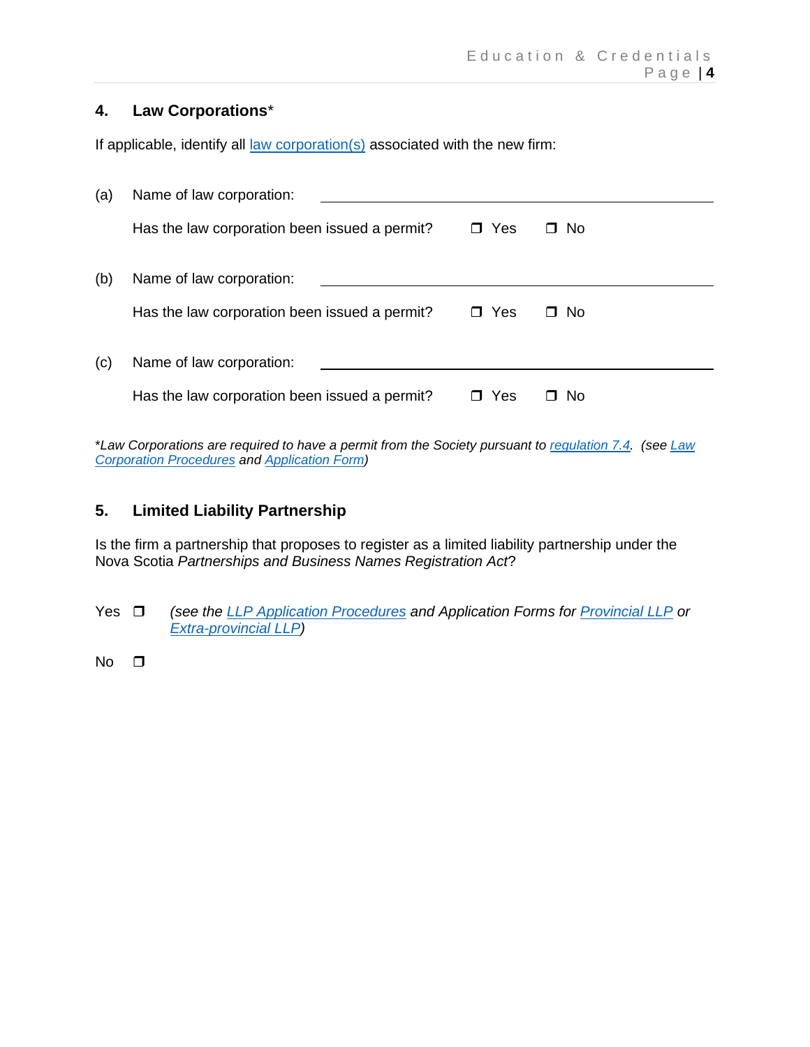## 4. Law Corporations*

If applicable, identify all law corporation(s) associated with the new firm:

(a) Name of law corporation: ______________________________

Has the law corporation been issued a permit? ❒ Yes ❒ No

(b) Name of law corporation: ______________________________

Has the law corporation been issued a permit? ❒ Yes ❒ No

(c) Name of law corporation: ______________________________

Has the law corporation been issued a permit? ❒ Yes ❒ No

**Law Corporations are required to have a permit from the Society pursuant to regulation 7.4. (see Law Corporation Procedures and Application Form)*

## 5. Limited Liability Partnership

Is the firm a partnership that proposes to register as a limited liability partnership under the Nova Scotia *Partnerships and Business Names Registration Act*?

Yes ❒ *(see the LLP Application Procedures and Application Forms for Provincial LLP or Extra-provincial LLP)*

No ❒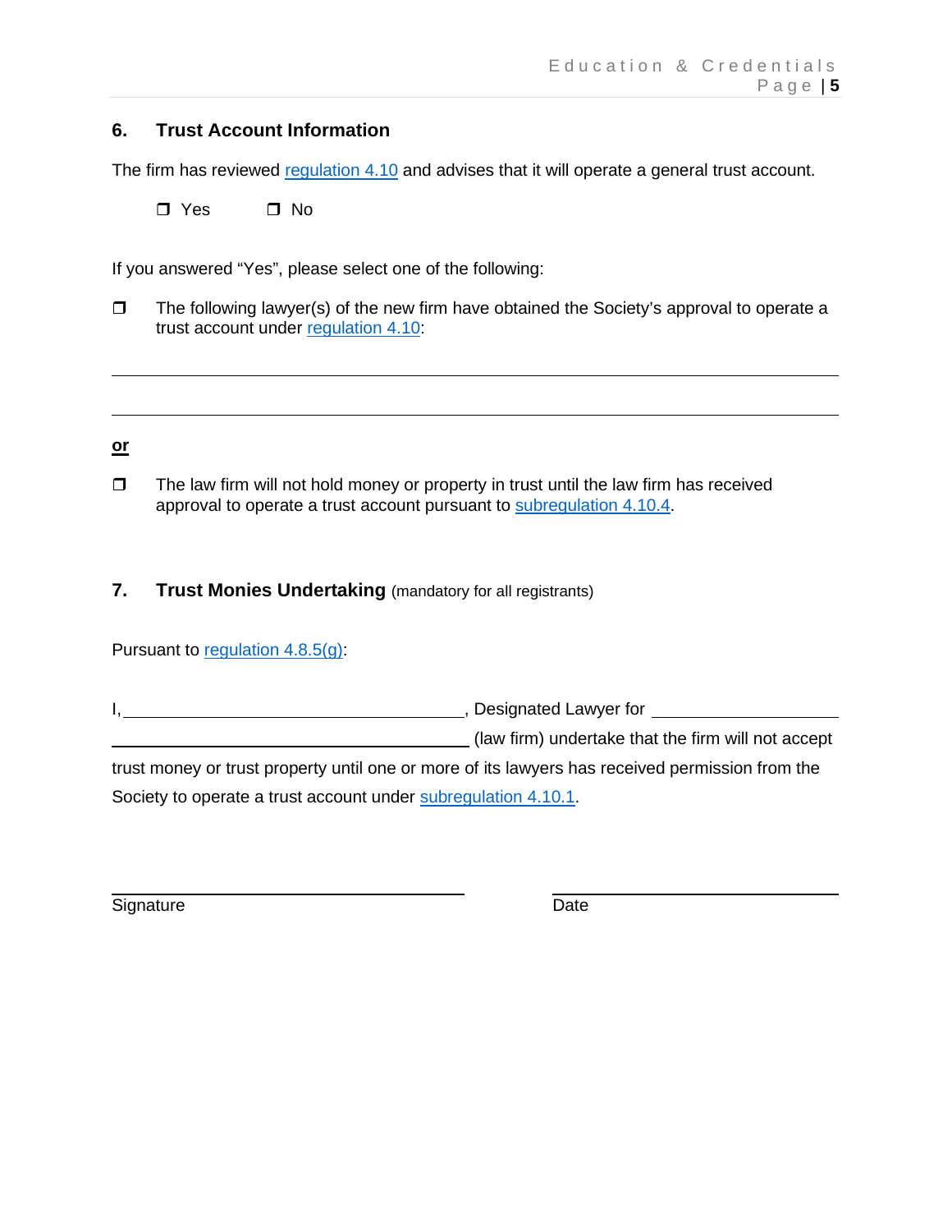## 6. Trust Account Information

The firm has reviewed regulation 4.10 and advises that it will operate a general trust account.

❒ Yes ❒ No

If you answered "Yes", please select one of the following:

❒ The following lawyer(s) of the new firm have obtained the Society's approval to operate a trust account under regulation 4.10:

\_\_\_\_\_\_\_\_\_\_\_\_\_\_\_\_\_\_\_\_\_\_\_\_\_\_\_\_\_\_\_\_\_\_\_\_\_\_\_\_\_\_\_\_\_\_\_\_\_\_\_\_\_\_\_\_\_\_\_\_\_\_\_\_\_\_\_\_\_\_

\_\_\_\_\_\_\_\_\_\_\_\_\_\_\_\_\_\_\_\_\_\_\_\_\_\_\_\_\_\_\_\_\_\_\_\_\_\_\_\_\_\_\_\_\_\_\_\_\_\_\_\_\_\_\_\_\_\_\_\_\_\_\_\_\_\_\_\_\_\_

**or**

❒ The law firm will not hold money or property in trust until the law firm has received approval to operate a trust account pursuant to subregulation 4.10.4.

## 7. Trust Monies Undertaking (mandatory for all registrants)

Pursuant to regulation 4.8.5(g):

I, \_\_\_\_\_\_\_\_\_\_\_\_\_\_\_\_\_\_\_\_\_\_\_\_\_\_\_\_\_\_\_\_\_\_, Designated Lawyer for \_\_\_\_\_\_\_\_\_\_\_\_\_\_\_\_\_\_\_\_ \_\_\_\_\_\_\_\_\_\_\_\_\_\_\_\_\_\_\_\_\_\_\_\_\_\_\_\_\_\_\_\_\_\_ (law firm) undertake that the firm will not accept trust money or trust property until one or more of its lawyers has received permission from the Society to operate a trust account under subregulation 4.10.1.

\_\_\_\_\_\_\_\_\_\_\_\_\_\_\_\_\_\_\_\_\_\_\_\_\_\_\_\_\_\_\_\_\_\_ \_\_\_\_\_\_\_\_\_\_\_\_\_\_\_\_\_\_\_\_\_\_\_\_\_\_\_\_
Signature Date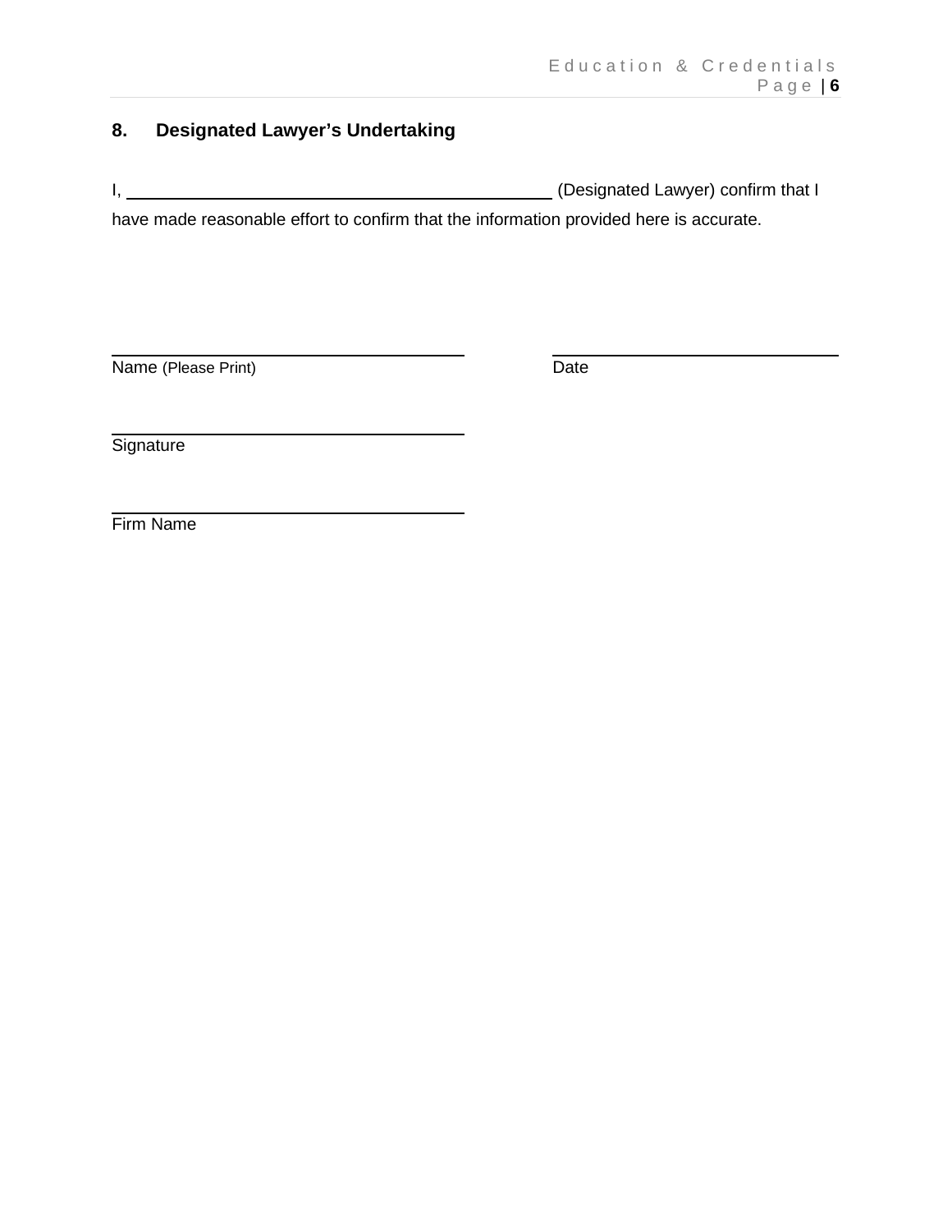## 8. Designated Lawyer's Undertaking

I, ______________________________________________ (Designated Lawyer) confirm that I have made reasonable effort to confirm that the information provided here is accurate.

___________________________________ ___________________________________
Name (Please Print) Date

___________________________________
Signature

___________________________________
Firm Name